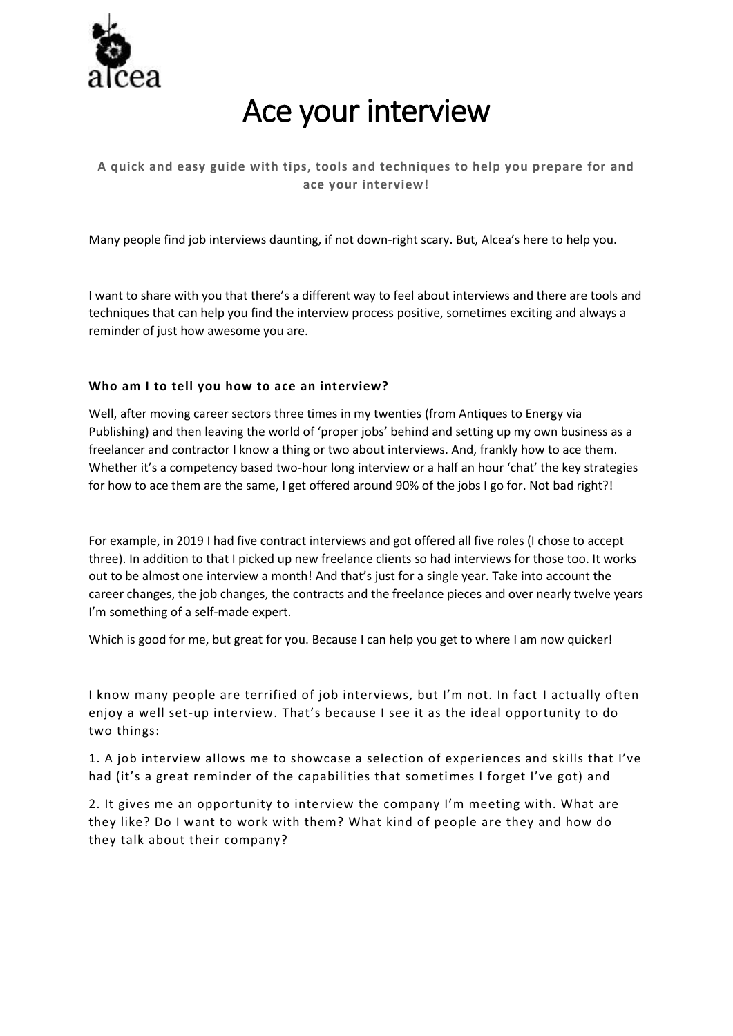# Ace your interview

**A quick and easy guide with tips, tools and techniques to help you prepare for and ace your interview!**

Many people find job interviews daunting, if not down-right scary. But, Alcea's here to help you.

I want to share with you that there's a different way to feel about interviews and there are tools and techniques that can help you find the interview process positive, sometimes exciting and always a reminder of just how awesome you are.

**Who am I to tell you how to ace an interview?**

Well, after moving career sectors three times in my twenties (from Antiques to Energy via Publishing) and then leaving the world of 'proper jobs' behind and setting up my own business as a freelancer and contractor I know a thing or two about interviews. And, frankly how to ace them. Whether it's a competency based two-hour long interview or a half an hour 'chat' the key strategies for how to ace them are the same, I get offered around 90% of the jobs I go for. Not bad right?!

For example, in 2019 I had five contract interviews and got offered all five roles (I chose to accept three). In addition to that I picked up new freelance clients so had interviews for those too. It works out to be almost one interview a month! And that's just for a single year. Take into account the career changes, the job changes, the contracts and the freelance pieces and over nearly twelve years I'm something of a self-made expert.

Which is good for me, but great for you. Because I can help you get to where I am now quicker!

I know many people are terrified of job interviews, but I'm not. In fact I actually often enjoy a well set-up interview. That's because I see it as the ideal opportunity to do two things:

1. A job interview allows me to showcase a selection of experiences and skills that I've had (it's a great reminder of the capabilities that sometimes I forget I've got) and

2. It gives me an opportunity to interview the company I'm meeting with. What are they like? Do I want to work with them? What kind of people are they and how do they talk about their company?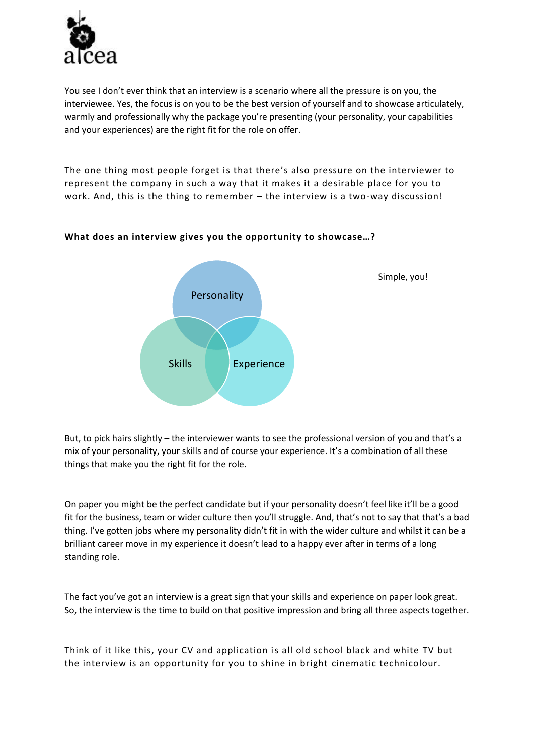You see I don't ever think that an interview is a scenario where all the pressure is on you, the interviewee. Yes, the focus is on you to be the best version of yourself and to showcase articulately, warmly and professionally why the package you're presenting (your personality, your capabilities and your experiences) are the right fit for the role on offer.

The one thing most people forget is that there's also pressure on the interviewer to represent the company in such a way that it makes it a desirable place for you to work. And, this is the thing to remember – the interview is a two-way discussion!

**What does an interview gives you the opportunity to showcase…?**

Personality

Skills

Experience

Simple, you!

But, to pick hairs slightly – the interviewer wants to see the professional version of you and that's a mix of your personality, your skills and of course your experience. It's a combination of all these things that make you the right fit for the role.

On paper you might be the perfect candidate but if your personality doesn't feel like it'll be a good fit for the business, team or wider culture then you'll struggle. And, that's not to say that that's a bad thing. I've gotten jobs where my personality didn't fit in with the wider culture and whilst it can be a brilliant career move in my experience it doesn't lead to a happy ever after in terms of a long standing role.

The fact you've got an interview is a great sign that your skills and experience on paper look great. So, the interview is the time to build on that positive impression and bring all three aspects together.

Think of it like this, your CV and application is all old school black and white TV but the interview is an opportunity for you to shine in bright cinematic technicolour.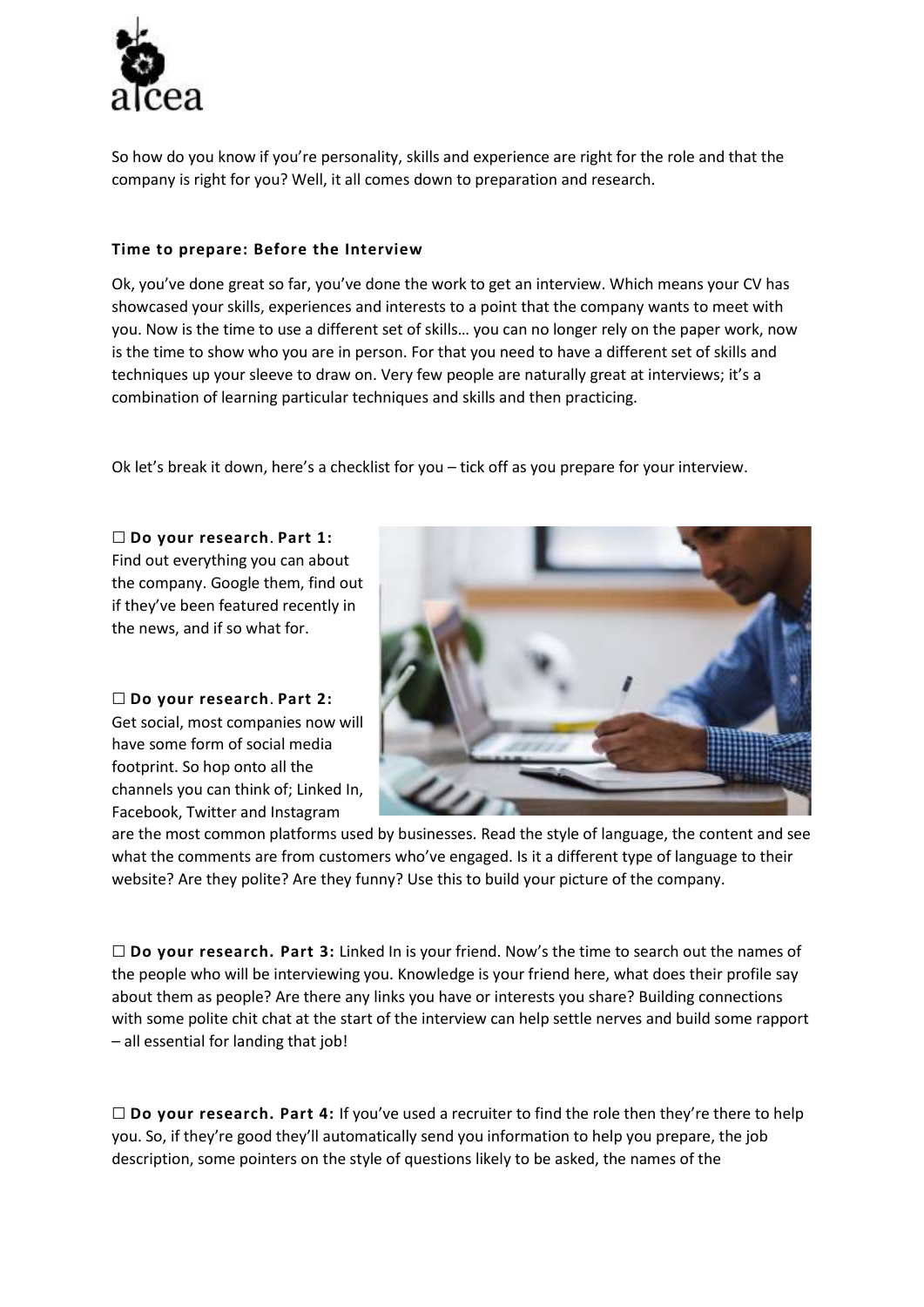So how do you know if you're personality, skills and experience are right for the role and that the company is right for you? Well, it all comes down to preparation and research.

**Time to prepare: Before the Interview**

Ok, you've done great so far, you've done the work to get an interview. Which means your CV has showcased your skills, experiences and interests to a point that the company wants to meet with you. Now is the time to use a different set of skills… you can no longer rely on the paper work, now is the time to show who you are in person. For that you need to have a different set of skills and techniques up your sleeve to draw on. Very few people are naturally great at interviews; it's a combination of learning particular techniques and skills and then practicing.

Ok let's break it down, here's a checklist for you – tick off as you prepare for your interview.

☐ **Do your research**. **Part 1:** Find out everything you can about the company. Google them, find out if they've been featured recently in the news, and if so what for.

☐ **Do your research**. **Part 2:** Get social, most companies now will have some form of social media footprint. So hop onto all the channels you can think of; Linked In, Facebook, Twitter and Instagram are the most common platforms used by businesses. Read the style of language, the content and see what the comments are from customers who've engaged. Is it a different type of language to their website? Are they polite? Are they funny? Use this to build your picture of the company.

☐ **Do your research. Part 3:** Linked In is your friend. Now's the time to search out the names of the people who will be interviewing you. Knowledge is your friend here, what does their profile say about them as people? Are there any links you have or interests you share? Building connections with some polite chit chat at the start of the interview can help settle nerves and build some rapport – all essential for landing that job!

☐ **Do your research. Part 4:** If you've used a recruiter to find the role then they're there to help you. So, if they're good they'll automatically send you information to help you prepare, the job description, some pointers on the style of questions likely to be asked, the names of the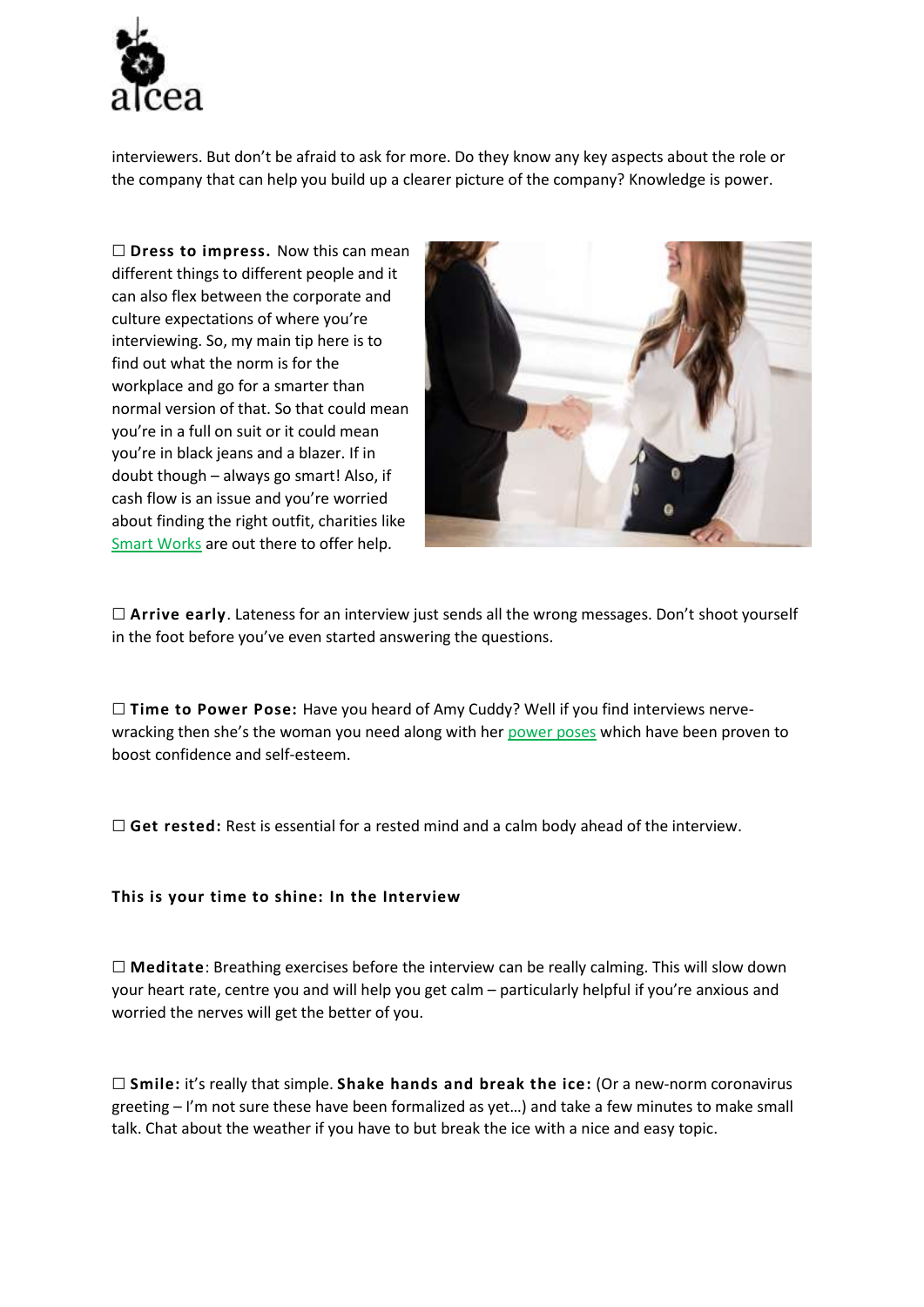interviewers. But don't be afraid to ask for more. Do they know any key aspects about the role or the company that can help you build up a clearer picture of the company? Knowledge is power.

☐ **Dress to impress.** Now this can mean different things to different people and it can also flex between the corporate and culture expectations of where you're interviewing. So, my main tip here is to find out what the norm is for the workplace and go for a smarter than normal version of that. So that could mean you're in a full on suit or it could mean you're in black jeans and a blazer. If in doubt though – always go smart! Also, if cash flow is an issue and you're worried about finding the right outfit, charities like Smart Works are out there to offer help.

☐ **Arrive early**. Lateness for an interview just sends all the wrong messages. Don't shoot yourself in the foot before you've even started answering the questions.

☐ **Time to Power Pose:** Have you heard of Amy Cuddy? Well if you find interviews nerve-wracking then she's the woman you need along with her power poses which have been proven to boost confidence and self-esteem.

☐ **Get rested:** Rest is essential for a rested mind and a calm body ahead of the interview.

**This is your time to shine: In the Interview**

☐ **Meditate**: Breathing exercises before the interview can be really calming. This will slow down your heart rate, centre you and will help you get calm – particularly helpful if you're anxious and worried the nerves will get the better of you.

☐ **Smile:** it's really that simple. **Shake hands and break the ice:** (Or a new-norm coronavirus greeting – I'm not sure these have been formalized as yet…) and take a few minutes to make small talk. Chat about the weather if you have to but break the ice with a nice and easy topic.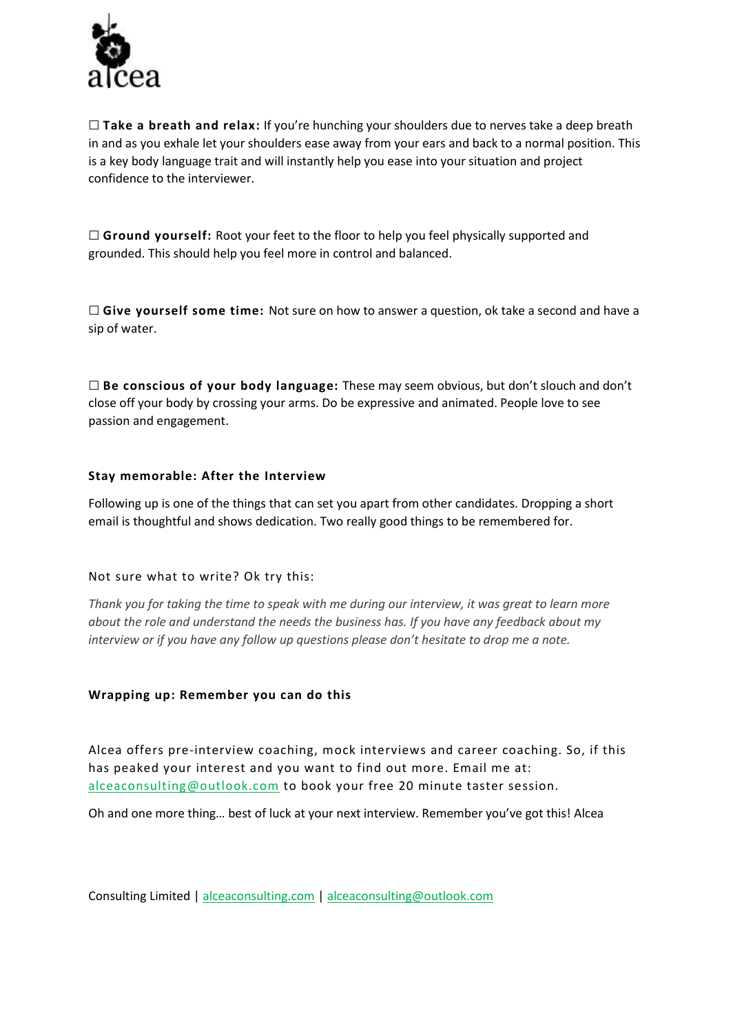☐ **Take a breath and relax:** If you're hunching your shoulders due to nerves take a deep breath in and as you exhale let your shoulders ease away from your ears and back to a normal position. This is a key body language trait and will instantly help you ease into your situation and project confidence to the interviewer.

☐ **Ground yourself:** Root your feet to the floor to help you feel physically supported and grounded. This should help you feel more in control and balanced.

☐ **Give yourself some time:** Not sure on how to answer a question, ok take a second and have a sip of water.

☐ **Be conscious of your body language:** These may seem obvious, but don't slouch and don't close off your body by crossing your arms. Do be expressive and animated. People love to see passion and engagement.

**Stay memorable: After the Interview**

Following up is one of the things that can set you apart from other candidates. Dropping a short email is thoughtful and shows dedication. Two really good things to be remembered for.

Not sure what to write? Ok try this:

*Thank you for taking the time to speak with me during our interview, it was great to learn more about the role and understand the needs the business has. If you have any feedback about my interview or if you have any follow up questions please don't hesitate to drop me a note.*

**Wrapping up: Remember you can do this**

Alcea offers pre-interview coaching, mock interviews and career coaching. So, if this has peaked your interest and you want to find out more. Email me at: alceaconsulting@outlook.com to book your free 20 minute taster session.

Oh and one more thing… best of luck at your next interview. Remember you've got this! Alcea

Consulting Limited | alceaconsulting.com | alceaconsulting@outlook.com